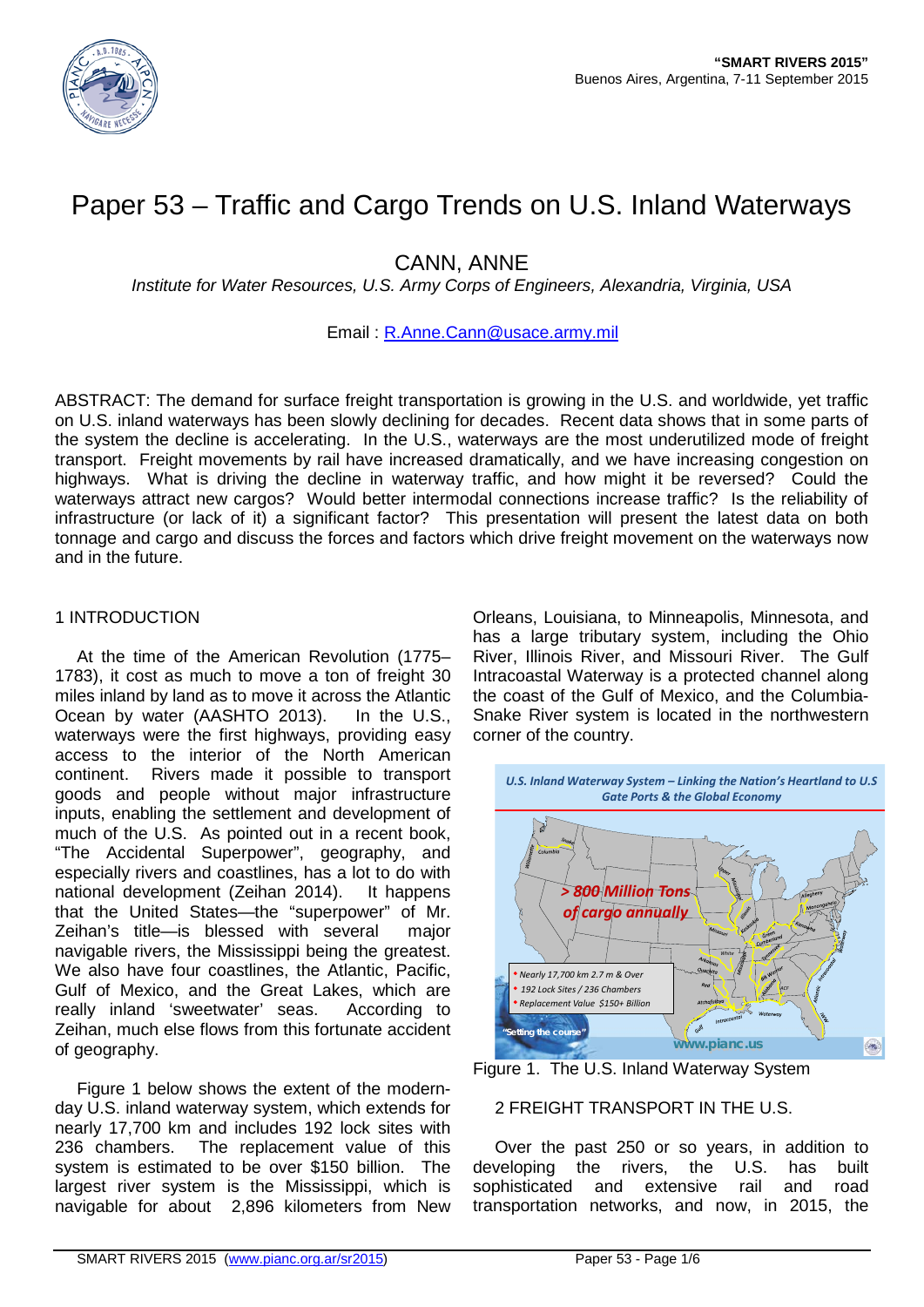# Paper 53 – Traffic and Cargo Trends on U.S. Inland Waterways

CANN, ANNE

*Institute for Water Resources, U.S. Army Corps of Engineers, Alexandria, Virginia, USA*

Email : R.Anne.Cann@usace.army.mil

ABSTRACT: The demand for surface freight transportation is growing in the U.S. and worldwide, yet traffic on U.S. inland waterways has been slowly declining for decades. Recent data shows that in some parts of the system the decline is accelerating. In the U.S., waterways are the most underutilized mode of freight transport. Freight movements by rail have increased dramatically, and we have increasing congestion on highways. What is driving the decline in waterway traffic, and how might it be reversed? Could the waterways attract new cargos? Would better intermodal connections increase traffic? Is the reliability of infrastructure (or lack of it) a significant factor? This presentation will present the latest data on both tonnage and cargo and discuss the forces and factors which drive freight movement on the waterways now and in the future.

## 1 INTRODUCTION

At the time of the American Revolution (1775–1783), it cost as much to move a ton of freight 30 miles inland by land as to move it across the Atlantic Ocean by water (AASHTO 2013). In the U.S., waterways were the first highways, providing easy access to the interior of the North American continent. Rivers made it possible to transport goods and people without major infrastructure inputs, enabling the settlement and development of much of the U.S. As pointed out in a recent book, "The Accidental Superpower", geography, and especially rivers and coastlines, has a lot to do with national development (Zeihan 2014). It happens that the United States—the "superpower" of Mr. Zeihan's title—is blessed with several major navigable rivers, the Mississippi being the greatest. We also have four coastlines, the Atlantic, Pacific, Gulf of Mexico, and the Great Lakes, which are really inland 'sweetwater' seas. According to Zeihan, much else flows from this fortunate accident of geography.

Figure 1 below shows the extent of the modern-day U.S. inland waterway system, which extends for nearly 17,700 km and includes 192 lock sites with 236 chambers. The replacement value of this system is estimated to be over $150 billion. The largest river system is the Mississippi, which is navigable for about 2,896 kilometers from New Orleans, Louisiana, to Minneapolis, Minnesota, and has a large tributary system, including the Ohio River, Illinois River, and Missouri River. The Gulf Intracoastal Waterway is a protected channel along the coast of the Gulf of Mexico, and the Columbia-Snake River system is located in the northwestern corner of the country.

Figure 1. The U.S. Inland Waterway System

## 2 FREIGHT TRANSPORT IN THE U.S.

Over the past 250 or so years, in addition to developing the rivers, the U.S. has built sophisticated and extensive rail and road transportation networks, and now, in 2015, the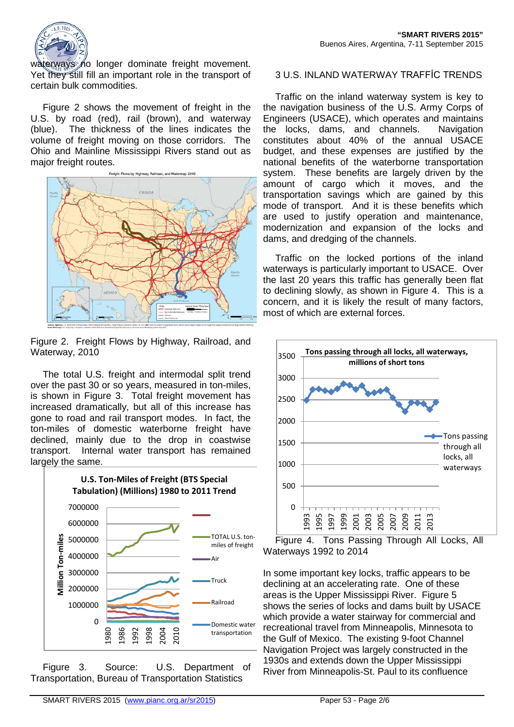waterways no longer dominate freight movement. Yet they still fill an important role in the transport of certain bulk commodities.

Figure 2 shows the movement of freight in the U.S. by road (red), rail (brown), and waterway (blue). The thickness of the lines indicates the volume of freight moving on those corridors. The Ohio and Mainline Mississippi Rivers stand out as major freight routes.

Figure 2. Freight Flows by Highway, Railroad, and Waterway, 2010

The total U.S. freight and intermodal split trend over the past 30 or so years, measured in ton-miles, is shown in Figure 3. Total freight movement has increased dramatically, but all of this increase has gone to road and rail transport modes. In fact, the ton-miles of domestic waterborne freight have declined, mainly due to the drop in coastwise transport. Internal water transport has remained largely the same.

Figure 3. Source: U.S. Department of Transportation, Bureau of Transportation Statistics

## 3 U.S. INLAND WATERWAY TRAFFİC TRENDS

Traffic on the inland waterway system is key to the navigation business of the U.S. Army Corps of Engineers (USACE), which operates and maintains the locks, dams, and channels. Navigation constitutes about 40% of the annual USACE budget, and these expenses are justified by the national benefits of the waterborne transportation system. These benefits are largely driven by the amount of cargo which it moves, and the transportation savings which are gained by this mode of transport. And it is these benefits which are used to justify operation and maintenance, modernization and expansion of the locks and dams, and dredging of the channels.

Traffic on the locked portions of the inland waterways is particularly important to USACE. Over the last 20 years this traffic has generally been flat to declining slowly, as shown in Figure 4. This is a concern, and it is likely the result of many factors, most of which are external forces.

Figure 4. Tons Passing Through All Locks, All Waterways 1992 to 2014

In some important key locks, traffic appears to be declining at an accelerating rate. One of these areas is the Upper Mississippi River. Figure 5 shows the series of locks and dams built by USACE which provide a water stairway for commercial and recreational travel from Minneapolis, Minnesota to the Gulf of Mexico. The existing 9-foot Channel Navigation Project was largely constructed in the 1930s and extends down the Upper Mississippi River from Minneapolis-St. Paul to its confluence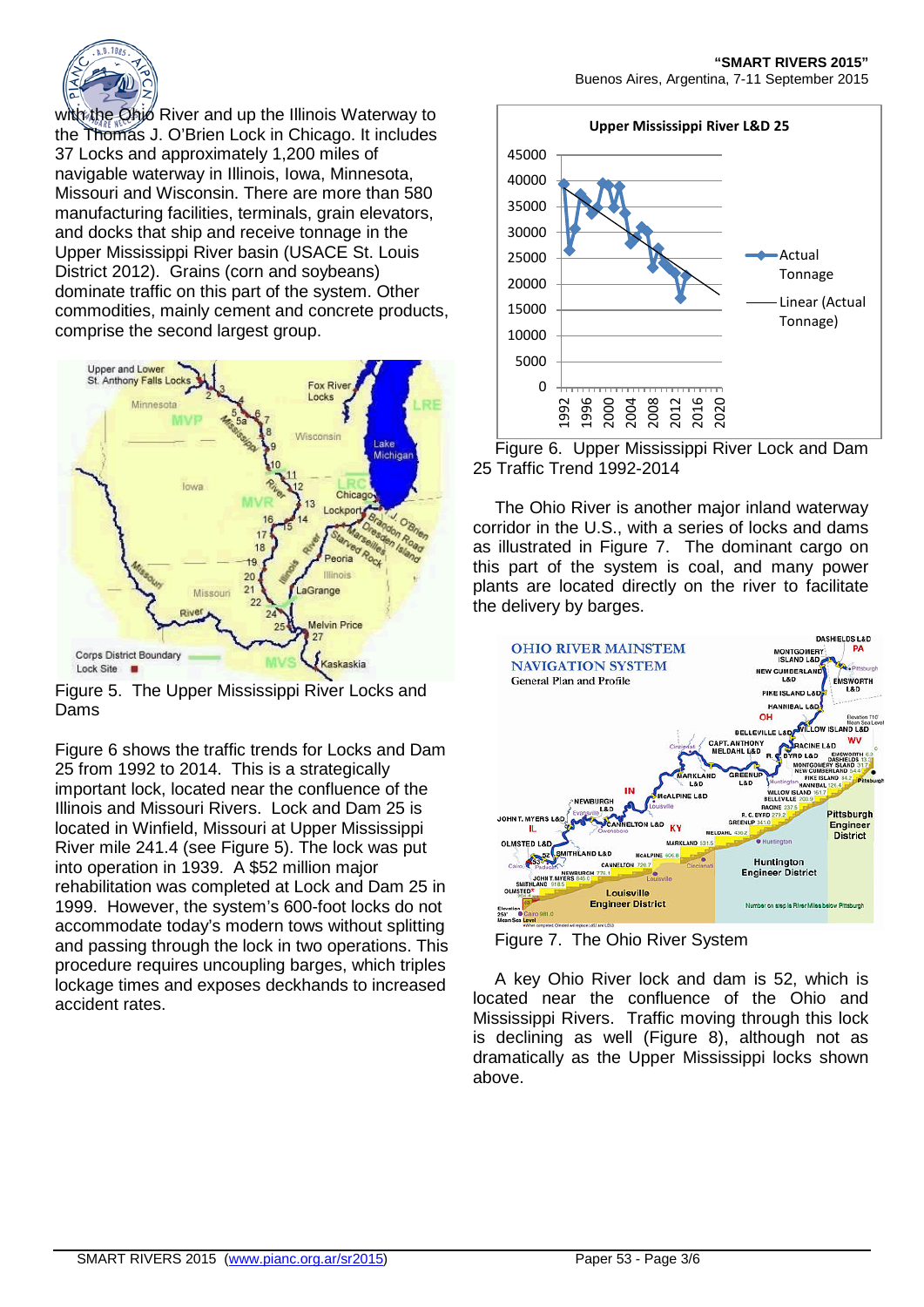with the Ohio River and up the Illinois Waterway to the Thomas J. O'Brien Lock in Chicago. It includes 37 Locks and approximately 1,200 miles of navigable waterway in Illinois, Iowa, Minnesota, Missouri and Wisconsin. There are more than 580 manufacturing facilities, terminals, grain elevators, and docks that ship and receive tonnage in the Upper Mississippi River basin (USACE St. Louis District 2012). Grains (corn and soybeans) dominate traffic on this part of the system. Other commodities, mainly cement and concrete products, comprise the second largest group.

Figure 5. The Upper Mississippi River Locks and Dams

Figure 6 shows the traffic trends for Locks and Dam 25 from 1992 to 2014. This is a strategically important lock, located near the confluence of the Illinois and Missouri Rivers. Lock and Dam 25 is located in Winfield, Missouri at Upper Mississippi River mile 241.4 (see Figure 5). The lock was put into operation in 1939. A $52 million major rehabilitation was completed at Lock and Dam 25 in 1999. However, the system's 600-foot locks do not accommodate today's modern tows without splitting and passing through the lock in two operations. This procedure requires uncoupling barges, which triples lockage times and exposes deckhands to increased accident rates.

Figure 6. Upper Mississippi River Lock and Dam 25 Traffic Trend 1992-2014

The Ohio River is another major inland waterway corridor in the U.S., with a series of locks and dams as illustrated in Figure 7. The dominant cargo on this part of the system is coal, and many power plants are located directly on the river to facilitate the delivery by barges.

Figure 7. The Ohio River System

A key Ohio River lock and dam is 52, which is located near the confluence of the Ohio and Mississippi Rivers. Traffic moving through this lock is declining as well (Figure 8), although not as dramatically as the Upper Mississippi locks shown above.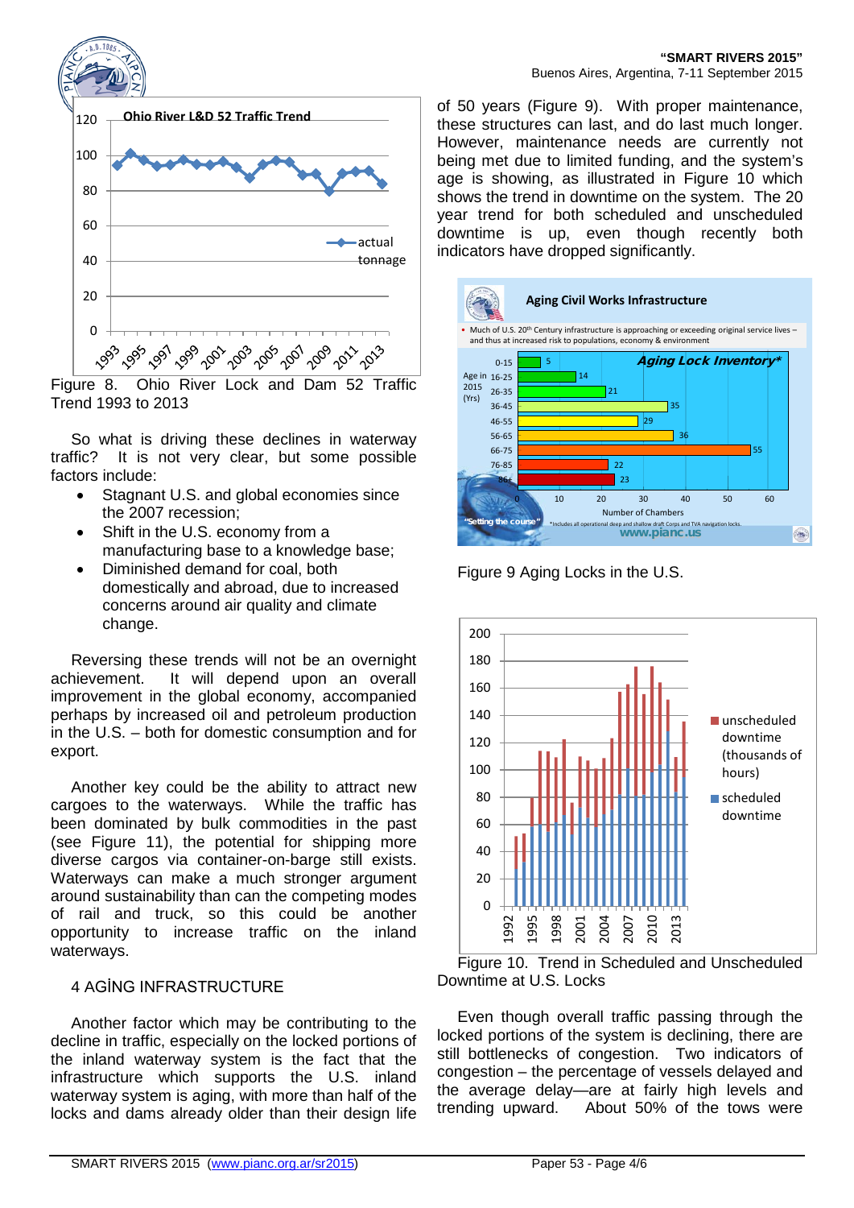Figure 8. Ohio River Lock and Dam 52 Traffic Trend 1993 to 2013

So what is driving these declines in waterway traffic? It is not very clear, but some possible factors include:

- Stagnant U.S. and global economies since the 2007 recession;
- Shift in the U.S. economy from a manufacturing base to a knowledge base;
- Diminished demand for coal, both domestically and abroad, due to increased concerns around air quality and climate change.

Reversing these trends will not be an overnight achievement. It will depend upon an overall improvement in the global economy, accompanied perhaps by increased oil and petroleum production in the U.S. – both for domestic consumption and for export.

Another key could be the ability to attract new cargoes to the waterways. While the traffic has been dominated by bulk commodities in the past (see Figure 11), the potential for shipping more diverse cargos via container-on-barge still exists. Waterways can make a much stronger argument around sustainability than can the competing modes of rail and truck, so this could be another opportunity to increase traffic on the inland waterways.

## 4 AGİNG INFRASTRUCTURE

Another factor which may be contributing to the decline in traffic, especially on the locked portions of the inland waterway system is the fact that the infrastructure which supports the U.S. inland waterway system is aging, with more than half of the locks and dams already older than their design life of 50 years (Figure 9). With proper maintenance, these structures can last, and do last much longer. However, maintenance needs are currently not being met due to limited funding, and the system's age is showing, as illustrated in Figure 10 which shows the trend in downtime on the system. The 20 year trend for both scheduled and unscheduled downtime is up, even though recently both indicators have dropped significantly.

Figure 9 Aging Locks in the U.S.

Figure 10. Trend in Scheduled and Unscheduled Downtime at U.S. Locks

Even though overall traffic passing through the locked portions of the system is declining, there are still bottlenecks of congestion. Two indicators of congestion – the percentage of vessels delayed and the average delay—are at fairly high levels and trending upward. About 50% of the tows were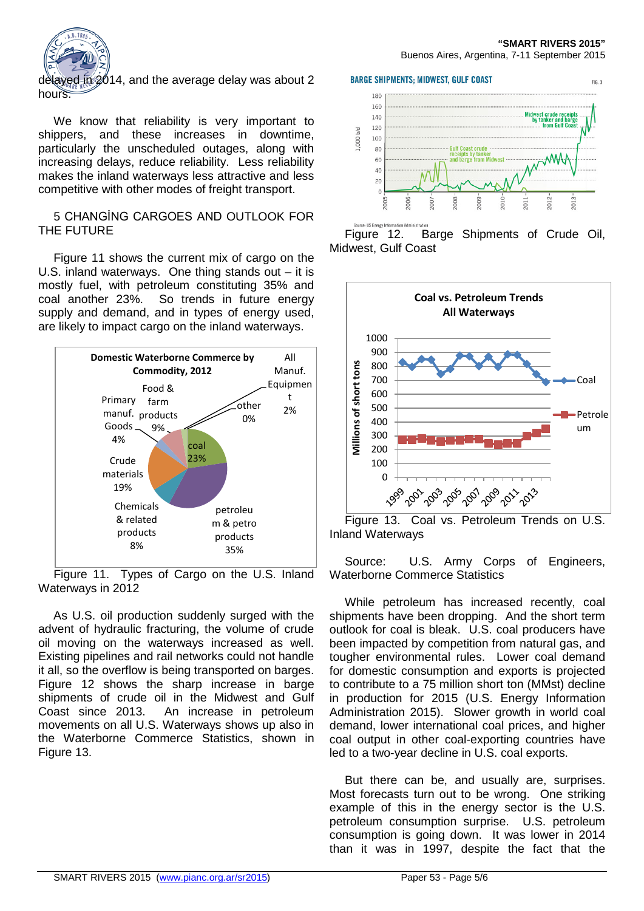delayed in 2014, and the average delay was about 2 hours.

We know that reliability is very important to shippers, and these increases in downtime, particularly the unscheduled outages, along with increasing delays, reduce reliability. Less reliability makes the inland waterways less attractive and less competitive with other modes of freight transport.

## 5 CHANGİNG CARGOES AND OUTLOOK FOR THE FUTURE

Figure 11 shows the current mix of cargo on the U.S. inland waterways. One thing stands out – it is mostly fuel, with petroleum constituting 35% and coal another 23%. So trends in future energy supply and demand, and in types of energy used, are likely to impact cargo on the inland waterways.

Figure 11. Types of Cargo on the U.S. Inland Waterways in 2012

As U.S. oil production suddenly surged with the advent of hydraulic fracturing, the volume of crude oil moving on the waterways increased as well. Existing pipelines and rail networks could not handle it all, so the overflow is being transported on barges. Figure 12 shows the sharp increase in barge shipments of crude oil in the Midwest and Gulf Coast since 2013. An increase in petroleum movements on all U.S. Waterways shows up also in the Waterborne Commerce Statistics, shown in Figure 13.

Figure 12. Barge Shipments of Crude Oil, Midwest, Gulf Coast

Figure 13. Coal vs. Petroleum Trends on U.S. Inland Waterways

Source: U.S. Army Corps of Engineers, Waterborne Commerce Statistics

While petroleum has increased recently, coal shipments have been dropping. And the short term outlook for coal is bleak. U.S. coal producers have been impacted by competition from natural gas, and tougher environmental rules. Lower coal demand for domestic consumption and exports is projected to contribute to a 75 million short ton (MMst) decline in production for 2015 (U.S. Energy Information Administration 2015). Slower growth in world coal demand, lower international coal prices, and higher coal output in other coal-exporting countries have led to a two-year decline in U.S. coal exports.

But there can be, and usually are, surprises. Most forecasts turn out to be wrong. One striking example of this in the energy sector is the U.S. petroleum consumption surprise. U.S. petroleum consumption is going down. It was lower in 2014 than it was in 1997, despite the fact that the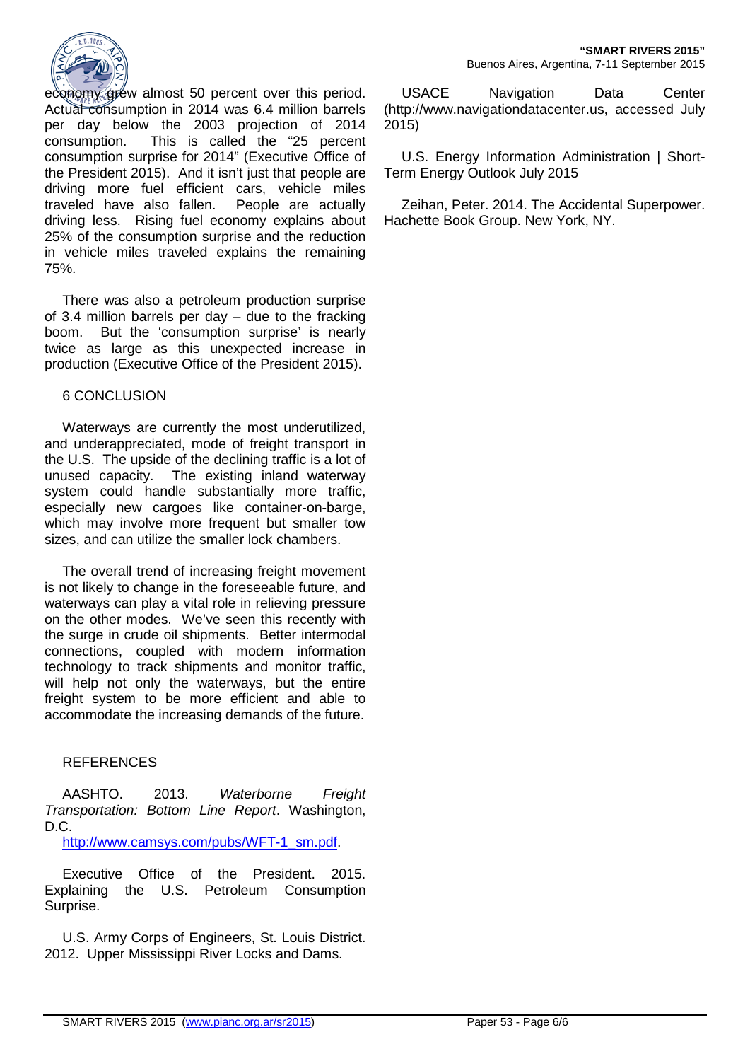economy grew almost 50 percent over this period. Actual consumption in 2014 was 6.4 million barrels per day below the 2003 projection of 2014 consumption. This is called the "25 percent consumption surprise for 2014" (Executive Office of the President 2015). And it isn't just that people are driving more fuel efficient cars, vehicle miles traveled have also fallen. People are actually driving less. Rising fuel economy explains about 25% of the consumption surprise and the reduction in vehicle miles traveled explains the remaining 75%.

There was also a petroleum production surprise of 3.4 million barrels per day – due to the fracking boom. But the 'consumption surprise' is nearly twice as large as this unexpected increase in production (Executive Office of the President 2015).

## 6 CONCLUSION

Waterways are currently the most underutilized, and underappreciated, mode of freight transport in the U.S. The upside of the declining traffic is a lot of unused capacity. The existing inland waterway system could handle substantially more traffic, especially new cargoes like container-on-barge, which may involve more frequent but smaller tow sizes, and can utilize the smaller lock chambers.

The overall trend of increasing freight movement is not likely to change in the foreseeable future, and waterways can play a vital role in relieving pressure on the other modes. We've seen this recently with the surge in crude oil shipments. Better intermodal connections, coupled with modern information technology to track shipments and monitor traffic, will help not only the waterways, but the entire freight system to be more efficient and able to accommodate the increasing demands of the future.

## REFERENCES

AASHTO. 2013. *Waterborne Freight Transportation: Bottom Line Report*. Washington, D.C. http://www.camsys.com/pubs/WFT-1_sm.pdf.

Executive Office of the President. 2015. Explaining the U.S. Petroleum Consumption Surprise.

U.S. Army Corps of Engineers, St. Louis District. 2012. Upper Mississippi River Locks and Dams.

USACE Navigation Data Center (http://www.navigationdatacenter.us, accessed July 2015)

U.S. Energy Information Administration | Short-Term Energy Outlook July 2015

Zeihan, Peter. 2014. The Accidental Superpower. Hachette Book Group. New York, NY.